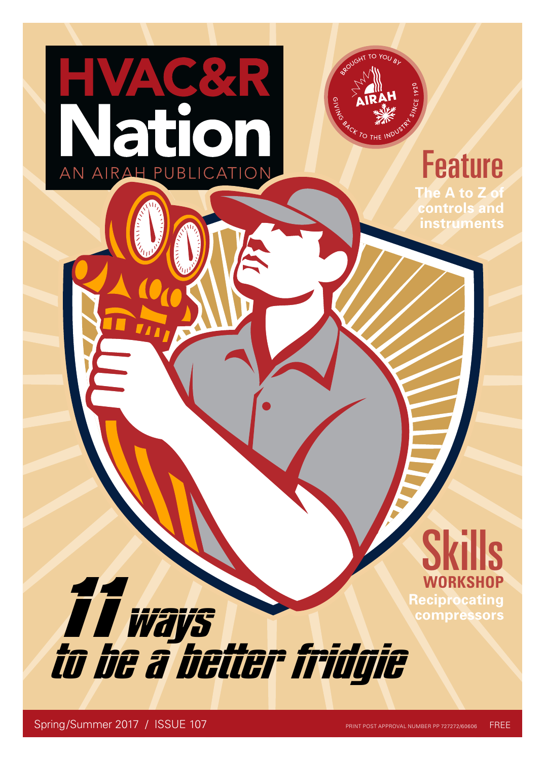# HVAC&R Nation

AN AIRAH PUBLICATION

BROUGHT TO YOU BY AIRAH — GIVING BACK TO THE INDUSTRY SINCE 1920

## Feature

**The A to Z of controls and instruments**

## Skills

**WORKSHOP**

**Reciprocating compressors**

# *11 ways to be a better fridgie*

Spring/Summer 2017 / ISSUE 107

PRINT POST APPROVAL NUMBER PP 727272/60606 FREE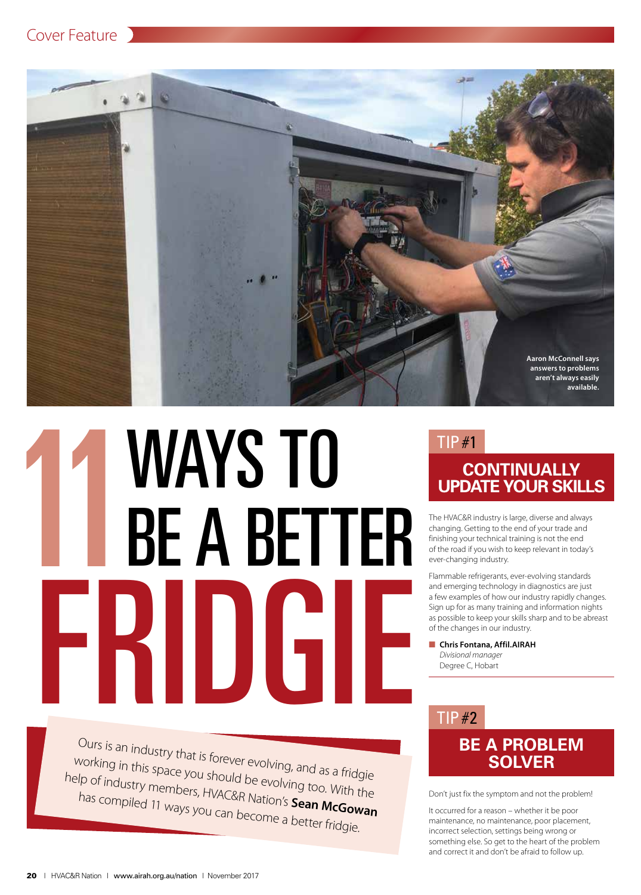Aaron McConnell says answers to problems aren't always easily available.

# 11 WAYS TO BE A BETTER FRIDGIE

Ours is an industry that is forever evolving, and as a fridgie working in this space you should be evolving too. With the help of industry members, HVAC&R Nation's **Sean McGowan** has compiled 11 ways you can become a better fridgie.

## TIP #1
## CONTINUALLY UPDATE YOUR SKILLS

The HVAC&R industry is large, diverse and always changing. Getting to the end of your trade and finishing your technical training is not the end of the road if you wish to keep relevant in today's ever-changing industry.

Flammable refrigerants, ever-evolving standards and emerging technology in diagnostics are just a few examples of how our industry rapidly changes. Sign up for as many training and information nights as possible to keep your skills sharp and to be abreast of the changes in our industry.

- **Chris Fontana, Affil.AIRAH**
  *Divisional manager*
  Degree C, Hobart

## TIP #2
## BE A PROBLEM SOLVER

Don't just fix the symptom and not the problem!

It occurred for a reason – whether it be poor maintenance, no maintenance, poor placement, incorrect selection, settings being wrong or something else. So get to the heart of the problem and correct it and don't be afraid to follow up.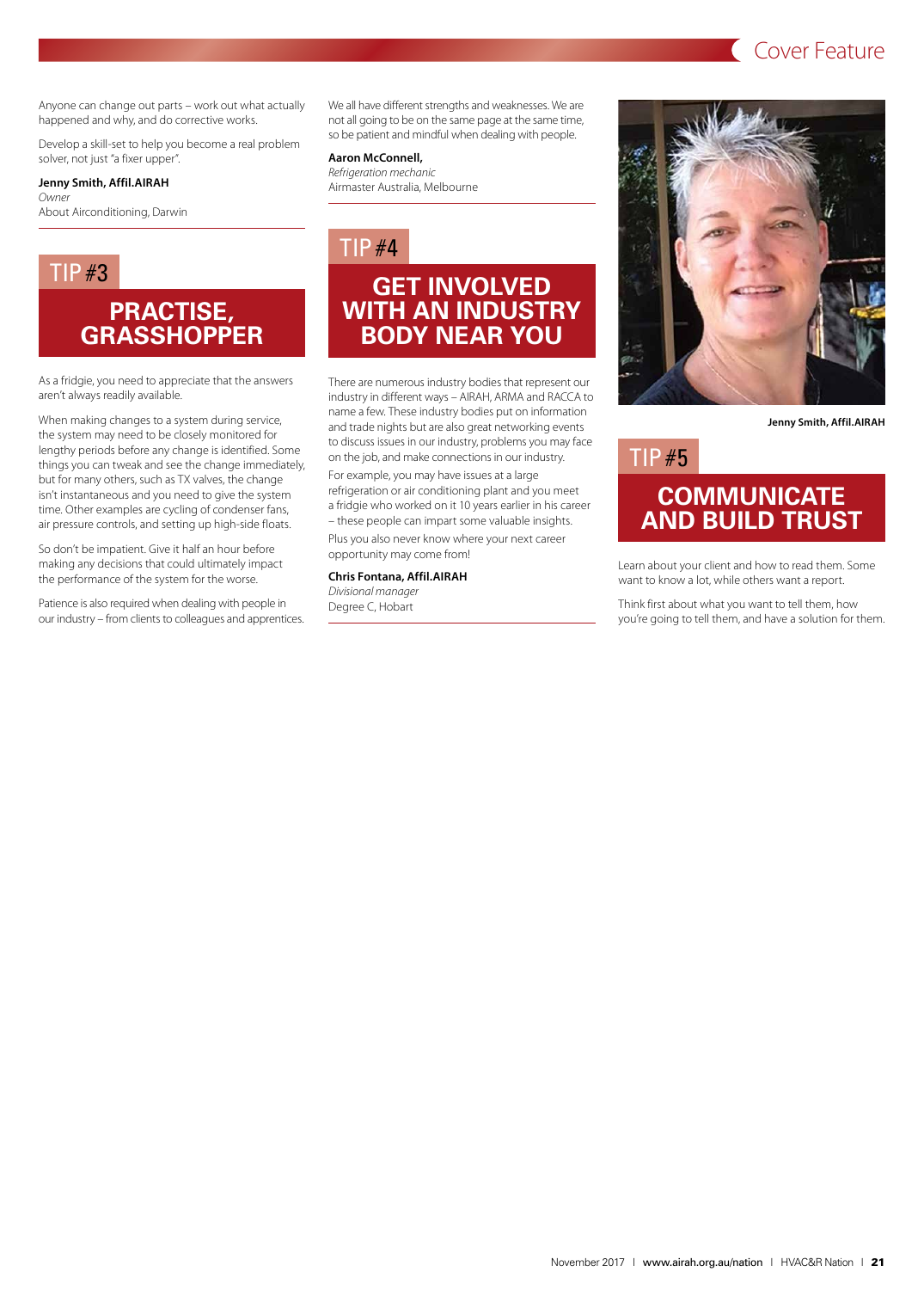Anyone can change out parts – work out what actually happened and why, and do corrective works.

Develop a skill-set to help you become a real problem solver, not just "a fixer upper".

**Jenny Smith, Affil.AIRAH**
*Owner*
About Airconditioning, Darwin

## TIP #3

## PRACTISE, GRASSHOPPER

As a fridgie, you need to appreciate that the answers aren't always readily available.

When making changes to a system during service, the system may need to be closely monitored for lengthy periods before any change is identified. Some things you can tweak and see the change immediately, but for many others, such as TX valves, the change isn't instantaneous and you need to give the system time. Other examples are cycling of condenser fans, air pressure controls, and setting up high-side floats.

So don't be impatient. Give it half an hour before making any decisions that could ultimately impact the performance of the system for the worse.

Patience is also required when dealing with people in our industry – from clients to colleagues and apprentices.

We all have different strengths and weaknesses. We are not all going to be on the same page at the same time, so be patient and mindful when dealing with people.

**Aaron McConnell,**
*Refrigeration mechanic*
Airmaster Australia, Melbourne

## TIP #4

## GET INVOLVED WITH AN INDUSTRY BODY NEAR YOU

There are numerous industry bodies that represent our industry in different ways – AIRAH, ARMA and RACCA to name a few. These industry bodies put on information and trade nights but are also great networking events to discuss issues in our industry, problems you may face on the job, and make connections in our industry.

For example, you may have issues at a large refrigeration or air conditioning plant and you meet a fridgie who worked on it 10 years earlier in his career – these people can impart some valuable insights.

Plus you also never know where your next career opportunity may come from!

**Chris Fontana, Affil.AIRAH**
*Divisional manager*
Degree C, Hobart

**Jenny Smith, Affil.AIRAH**

## TIP #5

## COMMUNICATE AND BUILD TRUST

Learn about your client and how to read them. Some want to know a lot, while others want a report.

Think first about what you want to tell them, how you're going to tell them, and have a solution for them.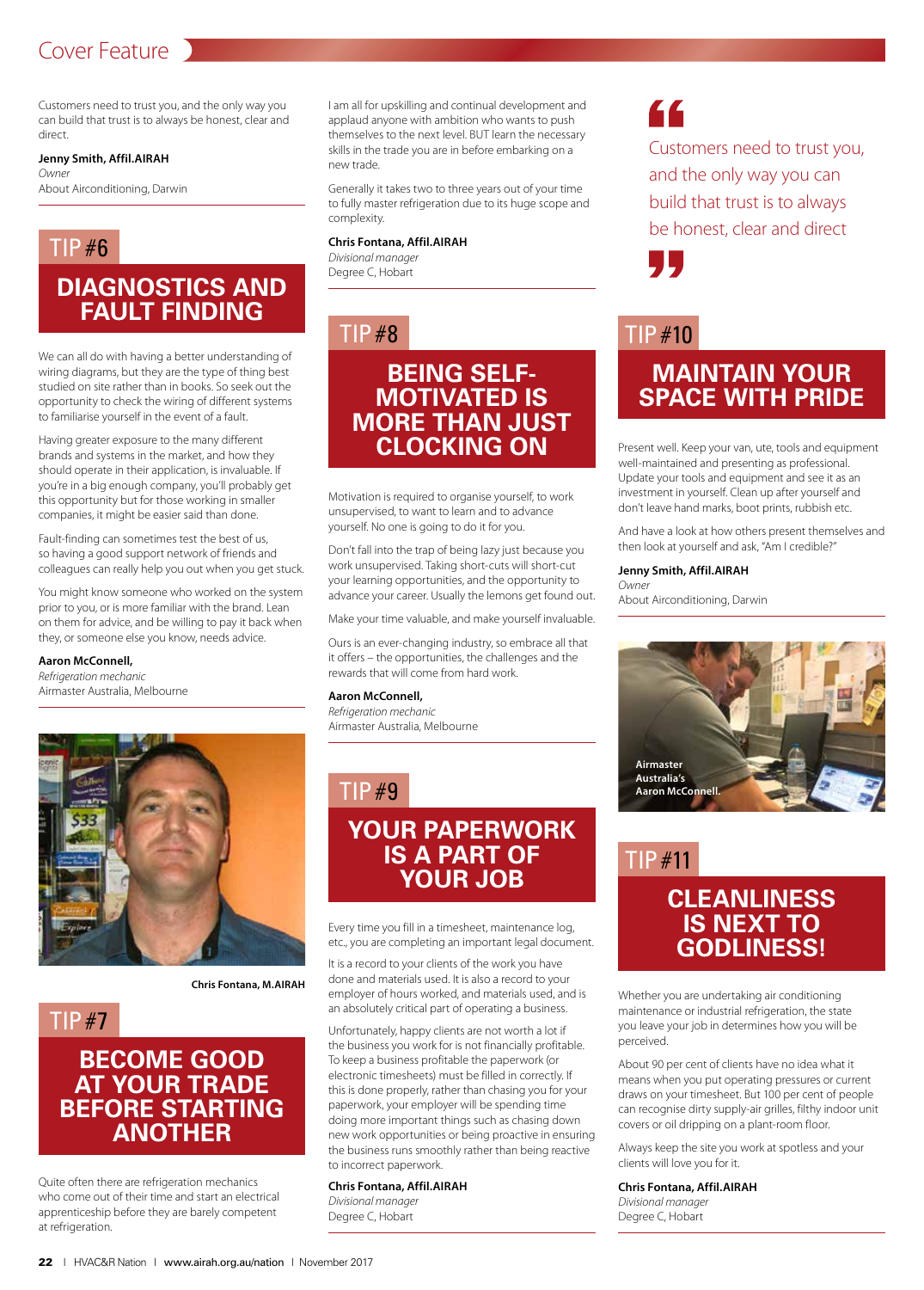Customers need to trust you, and the only way you can build that trust is to always be honest, clear and direct.

**Jenny Smith, Affil.AIRAH**
*Owner*
About Airconditioning, Darwin

## TIP #6

## DIAGNOSTICS AND FAULT FINDING

We can all do with having a better understanding of wiring diagrams, but they are the type of thing best studied on site rather than in books. So seek out the opportunity to check the wiring of different systems to familiarise yourself in the event of a fault.

Having greater exposure to the many different brands and systems in the market, and how they should operate in their application, is invaluable. If you're in a big enough company, you'll probably get this opportunity but for those working in smaller companies, it might be easier said than done.

Fault-finding can sometimes test the best of us, so having a good support network of friends and colleagues can really help you out when you get stuck.

You might know someone who worked on the system prior to you, or is more familiar with the brand. Lean on them for advice, and be willing to pay it back when they, or someone else you know, needs advice.

**Aaron McConnell,**
*Refrigeration mechanic*
Airmaster Australia, Melbourne

Chris Fontana, M.AIRAH

## TIP #7

## BECOME GOOD AT YOUR TRADE BEFORE STARTING ANOTHER

Quite often there are refrigeration mechanics who come out of their time and start an electrical apprenticeship before they are barely competent at refrigeration.

I am all for upskilling and continual development and applaud anyone with ambition who wants to push themselves to the next level. BUT learn the necessary skills in the trade you are in before embarking on a new trade.

Generally it takes two to three years out of your time to fully master refrigeration due to its huge scope and complexity.

**Chris Fontana, Affil.AIRAH**
*Divisional manager*
Degree C, Hobart

## TIP #8

## BEING SELF-MOTIVATED IS MORE THAN JUST CLOCKING ON

Motivation is required to organise yourself, to work unsupervised, to want to learn and to advance yourself. No one is going to do it for you.

Don't fall into the trap of being lazy just because you work unsupervised. Taking short-cuts will short-cut your learning opportunities, and the opportunity to advance your career. Usually the lemons get found out.

Make your time valuable, and make yourself invaluable.

Ours is an ever-changing industry, so embrace all that it offers – the opportunities, the challenges and the rewards that will come from hard work.

**Aaron McConnell,**
*Refrigeration mechanic*
Airmaster Australia, Melbourne

## TIP #9

## YOUR PAPERWORK IS A PART OF YOUR JOB

Every time you fill in a timesheet, maintenance log, etc., you are completing an important legal document.

It is a record to your clients of the work you have done and materials used. It is also a record to your employer of hours worked, and materials used, and is an absolutely critical part of operating a business.

Unfortunately, happy clients are not worth a lot if the business you work for is not financially profitable. To keep a business profitable the paperwork (or electronic timesheets) must be filled in correctly. If this is done properly, rather than chasing you for your paperwork, your employer will be spending time doing more important things such as chasing down new work opportunities or being proactive in ensuring the business runs smoothly rather than being reactive to incorrect paperwork.

**Chris Fontana, Affil.AIRAH**
*Divisional manager*
Degree C, Hobart

> "Customers need to trust you, and the only way you can build that trust is to always be honest, clear and direct"

## TIP #10

## MAINTAIN YOUR SPACE WITH PRIDE

Present well. Keep your van, ute, tools and equipment well-maintained and presented as professional. Update your tools and equipment and see it as an investment in yourself. Clean up after yourself and don't leave hand marks, boot prints, rubbish etc.

And have a look at how others present themselves and then look at yourself and ask, "Am I credible?"

**Jenny Smith, Affil.AIRAH**
*Owner*
About Airconditioning, Darwin

Airmaster Australia's Aaron McConnell.

## TIP #11

## CLEANLINESS IS NEXT TO GODLINESS!

Whether you are undertaking air conditioning maintenance or industrial refrigeration, the state you leave your job in determines how you will be perceived.

About 90 per cent of clients have no idea what it means when you put operating pressures or current draws on your timesheet. But 100 per cent of people can recognise dirty supply-air grilles, filthy indoor unit covers or oil dripping on a plant-room floor.

Always keep the site you work at spotless and your clients will love you for it.

**Chris Fontana, Affil.AIRAH**
*Divisional manager*
Degree C, Hobart